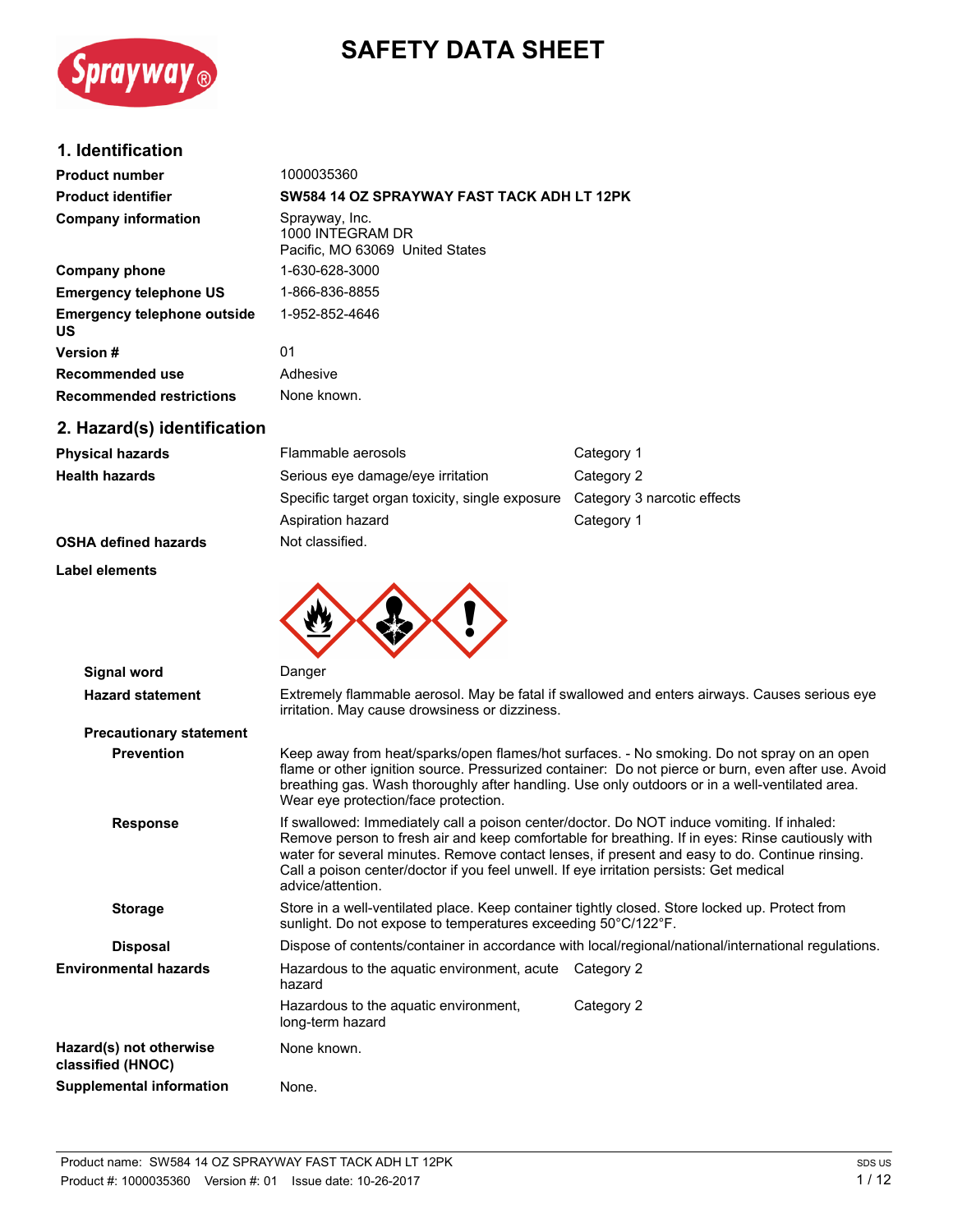# SAFETY DATA SHEET

## 1. Identification

| | |
|---|---|
| **Product number** | 1000035360 |
| **Product identifier** | **SW584 14 OZ SPRAYWAY FAST TACK ADH LT 12PK** |
| **Company information** | Sprayway, Inc.<br>1000 INTEGRAM DR<br>Pacific, MO 63069 United States |
| **Company phone** | 1-630-628-3000 |
| **Emergency telephone US** | 1-866-836-8855 |
| **Emergency telephone outside US** | 1-952-852-4646 |
| **Version #** | 01 |
| **Recommended use** | Adhesive |
| **Recommended restrictions** | None known. |

## 2. Hazard(s) identification

| | | |
|---|---|---|
| **Physical hazards** | Flammable aerosols | Category 1 |
| **Health hazards** | Serious eye damage/eye irritation | Category 2 |
| | Specific target organ toxicity, single exposure | Category 3 narcotic effects |
| | Aspiration hazard | Category 1 |
| **OSHA defined hazards** | Not classified. | |

**Label elements**

**Signal word** Danger

**Hazard statement** Extremely flammable aerosol. May be fatal if swallowed and enters airways. Causes serious eye irritation. May cause drowsiness or dizziness.

**Precautionary statement**

**Prevention** Keep away from heat/sparks/open flames/hot surfaces. - No smoking. Do not spray on an open flame or other ignition source. Pressurized container: Do not pierce or burn, even after use. Avoid breathing gas. Wash thoroughly after handling. Use only outdoors or in a well-ventilated area. Wear eye protection/face protection.

**Response** If swallowed: Immediately call a poison center/doctor. Do NOT induce vomiting. If inhaled: Remove person to fresh air and keep comfortable for breathing. If in eyes: Rinse cautiously with water for several minutes. Remove contact lenses, if present and easy to do. Continue rinsing. Call a poison center/doctor if you feel unwell. If eye irritation persists: Get medical advice/attention.

**Storage** Store in a well-ventilated place. Keep container tightly closed. Store locked up. Protect from sunlight. Do not expose to temperatures exceeding 50°C/122°F.

**Disposal** Dispose of contents/container in accordance with local/regional/national/international regulations.

| | | |
|---|---|---|
| **Environmental hazards** | Hazardous to the aquatic environment, acute hazard | Category 2 |
| | Hazardous to the aquatic environment, long-term hazard | Category 2 |
| **Hazard(s) not otherwise classified (HNOC)** | None known. | |
| **Supplemental information** | None. | |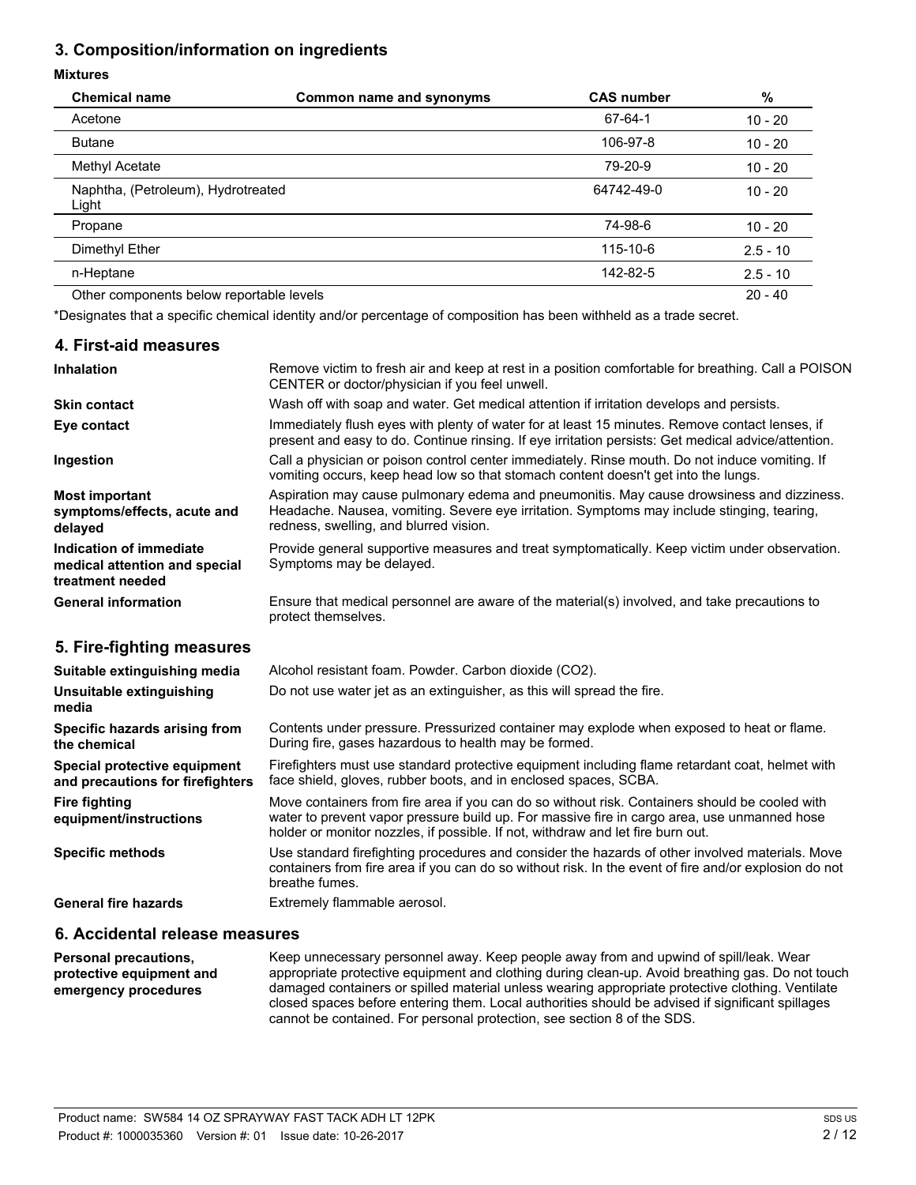## 3. Composition/information on ingredients

**Mixtures**

| Chemical name | Common name and synonyms | CAS number | % |
|---|---|---|---|
| Acetone | | 67-64-1 | 10 - 20 |
| Butane | | 106-97-8 | 10 - 20 |
| Methyl Acetate | | 79-20-9 | 10 - 20 |
| Naphtha, (Petroleum), Hydrotreated Light | | 64742-49-0 | 10 - 20 |
| Propane | | 74-98-6 | 10 - 20 |
| Dimethyl Ether | | 115-10-6 | 2.5 - 10 |
| n-Heptane | | 142-82-5 | 2.5 - 10 |
| Other components below reportable levels | | | 20 - 40 |

*Designates that a specific chemical identity and/or percentage of composition has been withheld as a trade secret.

## 4. First-aid measures

**Inhalation**
Remove victim to fresh air and keep at rest in a position comfortable for breathing. Call a POISON CENTER or doctor/physician if you feel unwell.

**Skin contact**
Wash off with soap and water. Get medical attention if irritation develops and persists.

**Eye contact**
Immediately flush eyes with plenty of water for at least 15 minutes. Remove contact lenses, if present and easy to do. Continue rinsing. If eye irritation persists: Get medical advice/attention.

**Ingestion**
Call a physician or poison control center immediately. Rinse mouth. Do not induce vomiting. If vomiting occurs, keep head low so that stomach content doesn't get into the lungs.

**Most important symptoms/effects, acute and delayed**
Aspiration may cause pulmonary edema and pneumonitis. May cause drowsiness and dizziness. Headache. Nausea, vomiting. Severe eye irritation. Symptoms may include stinging, tearing, redness, swelling, and blurred vision.

**Indication of immediate medical attention and special treatment needed**
Provide general supportive measures and treat symptomatically. Keep victim under observation. Symptoms may be delayed.

**General information**
Ensure that medical personnel are aware of the material(s) involved, and take precautions to protect themselves.

## 5. Fire-fighting measures

**Suitable extinguishing media**
Alcohol resistant foam. Powder. Carbon dioxide ($CO_2$).

**Unsuitable extinguishing media**
Do not use water jet as an extinguisher, as this will spread the fire.

**Specific hazards arising from the chemical**
Contents under pressure. Pressurized container may explode when exposed to heat or flame. During fire, gases hazardous to health may be formed.

**Special protective equipment and precautions for firefighters**
Firefighters must use standard protective equipment including flame retardant coat, helmet with face shield, gloves, rubber boots, and in enclosed spaces, SCBA.

**Fire fighting equipment/instructions**
Move containers from fire area if you can do so without risk. Containers should be cooled with water to prevent vapor pressure build up. For massive fire in cargo area, use unmanned hose holder or monitor nozzles, if possible. If not, withdraw and let fire burn out.

**Specific methods**
Use standard firefighting procedures and consider the hazards of other involved materials. Move containers from fire area if you can do so without risk. In the event of fire and/or explosion do not breathe fumes.

**General fire hazards**
Extremely flammable aerosol.

## 6. Accidental release measures

**Personal precautions, protective equipment and emergency procedures**
Keep unnecessary personnel away. Keep people away from and upwind of spill/leak. Wear appropriate protective equipment and clothing during clean-up. Avoid breathing gas. Do not touch damaged containers or spilled material unless wearing appropriate protective clothing. Ventilate closed spaces before entering them. Local authorities should be advised if significant spillages cannot be contained. For personal protection, see section 8 of the SDS.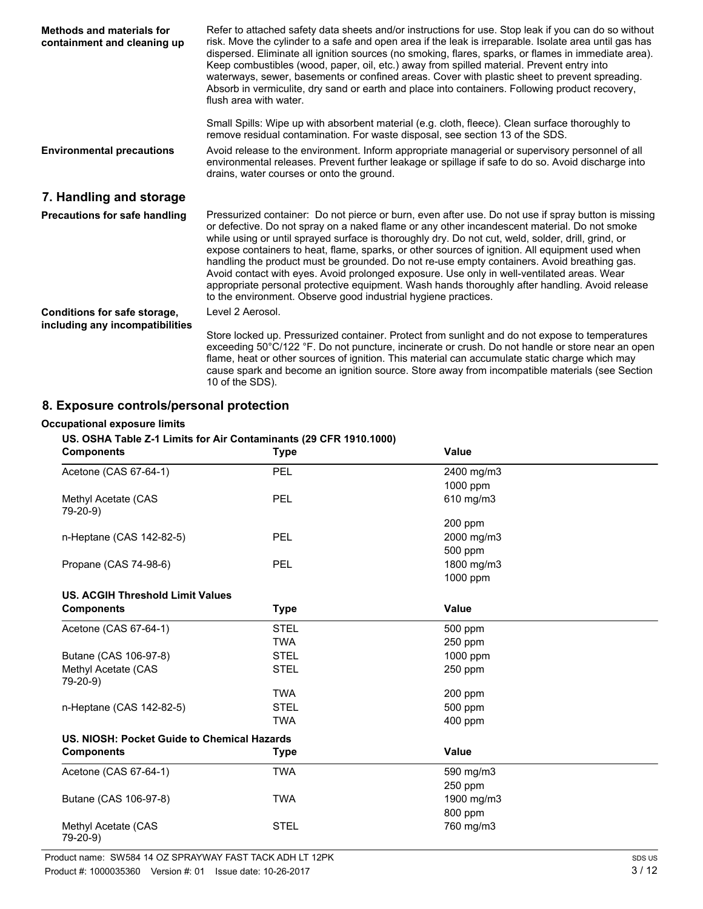**Methods and materials for containment and cleaning up**

Refer to attached safety data sheets and/or instructions for use. Stop leak if you can do so without risk. Move the cylinder to a safe and open area if the leak is irreparable. Isolate area until gas has dispersed. Eliminate all ignition sources (no smoking, flares, sparks, or flames in immediate area). Keep combustibles (wood, paper, oil, etc.) away from spilled material. Prevent entry into waterways, sewer, basements or confined areas. Cover with plastic sheet to prevent spreading. Absorb in vermiculite, dry sand or earth and place into containers. Following product recovery, flush area with water.

Small Spills: Wipe up with absorbent material (e.g. cloth, fleece). Clean surface thoroughly to remove residual contamination. For waste disposal, see section 13 of the SDS.

**Environmental precautions**

Avoid release to the environment. Inform appropriate managerial or supervisory personnel of all environmental releases. Prevent further leakage or spillage if safe to do so. Avoid discharge into drains, water courses or onto the ground.

## 7. Handling and storage

**Precautions for safe handling**

Pressurized container: Do not pierce or burn, even after use. Do not use if spray button is missing or defective. Do not spray on a naked flame or any other incandescent material. Do not smoke while using or until sprayed surface is thoroughly dry. Do not cut, weld, solder, drill, grind, or expose containers to heat, flame, sparks, or other sources of ignition. All equipment used when handling the product must be grounded. Do not re-use empty containers. Avoid breathing gas. Avoid contact with eyes. Avoid prolonged exposure. Use only in well-ventilated areas. Wear appropriate personal protective equipment. Wash hands thoroughly after handling. Avoid release to the environment. Observe good industrial hygiene practices.

**Conditions for safe storage, including any incompatibilities**

Level 2 Aerosol.

Store locked up. Pressurized container. Protect from sunlight and do not expose to temperatures exceeding 50°C/122 °F. Do not puncture, incinerate or crush. Do not handle or store near an open flame, heat or other sources of ignition. This material can accumulate static charge which may cause spark and become an ignition source. Store away from incompatible materials (see Section 10 of the SDS).

## 8. Exposure controls/personal protection

**Occupational exposure limits**

**US. OSHA Table Z-1 Limits for Air Contaminants (29 CFR 1910.1000)**

| Components | Type | Value |
|---|---|---|
| Acetone (CAS 67-64-1) | PEL | 2400 mg/m3 |
| | | 1000 ppm |
| Methyl Acetate (CAS 79-20-9) | PEL | 610 mg/m3 |
| | | 200 ppm |
| n-Heptane (CAS 142-82-5) | PEL | 2000 mg/m3 |
| | | 500 ppm |
| Propane (CAS 74-98-6) | PEL | 1800 mg/m3 |
| | | 1000 ppm |

**US. ACGIH Threshold Limit Values**

| Components | Type | Value |
|---|---|---|
| Acetone (CAS 67-64-1) | STEL | 500 ppm |
| | TWA | 250 ppm |
| Butane (CAS 106-97-8) | STEL | 1000 ppm |
| Methyl Acetate (CAS 79-20-9) | STEL | 250 ppm |
| | TWA | 200 ppm |
| n-Heptane (CAS 142-82-5) | STEL | 500 ppm |
| | TWA | 400 ppm |

**US. NIOSH: Pocket Guide to Chemical Hazards**

| Components | Type | Value |
|---|---|---|
| Acetone (CAS 67-64-1) | TWA | 590 mg/m3 |
| | | 250 ppm |
| Butane (CAS 106-97-8) | TWA | 1900 mg/m3 |
| | | 800 ppm |
| Methyl Acetate (CAS 79-20-9) | STEL | 760 mg/m3 |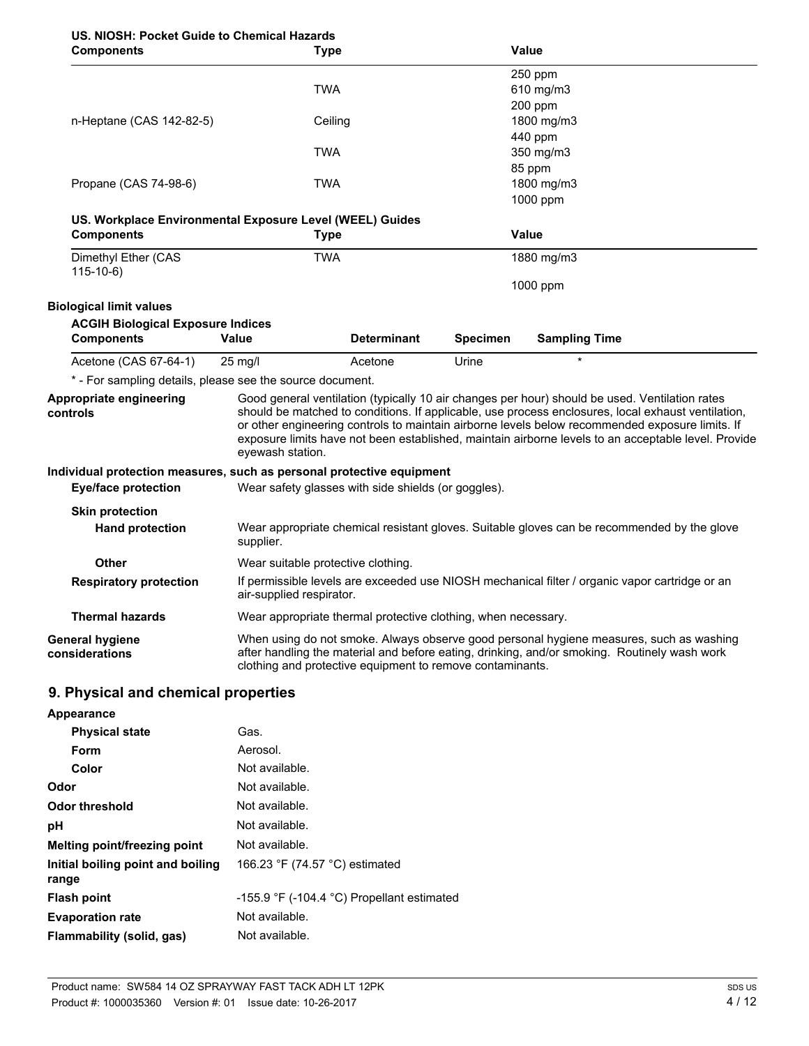**US. NIOSH: Pocket Guide to Chemical Hazards**

| Components | Type | Value |
|---|---|---|
| | | 250 ppm |
| | TWA | 610 mg/m3 |
| | | 200 ppm |
| n-Heptane (CAS 142-82-5) | Ceiling | 1800 mg/m3 |
| | | 440 ppm |
| | TWA | 350 mg/m3 |
| | | 85 ppm |
| Propane (CAS 74-98-6) | TWA | 1800 mg/m3 |
| | | 1000 ppm |

**US. Workplace Environmental Exposure Level (WEEL) Guides**

| Components | Type | Value |
|---|---|---|
| Dimethyl Ether (CAS 115-10-6) | TWA | 1880 mg/m3 |
| | | 1000 ppm |

**Biological limit values**

**ACGIH Biological Exposure Indices**

| Components | Value | Determinant | Specimen | Sampling Time |
|---|---|---|---|---|
| Acetone (CAS 67-64-1) | 25 mg/l | Acetone | Urine | * |

* - For sampling details, please see the source document.

**Appropriate engineering controls**
Good general ventilation (typically 10 air changes per hour) should be used. Ventilation rates should be matched to conditions. If applicable, use process enclosures, local exhaust ventilation, or other engineering controls to maintain airborne levels below recommended exposure limits. If exposure limits have not been established, maintain airborne levels to an acceptable level. Provide eyewash station.

**Individual protection measures, such as personal protective equipment**

**Eye/face protection**
Wear safety glasses with side shields (or goggles).

**Skin protection**

**Hand protection**
Wear appropriate chemical resistant gloves. Suitable gloves can be recommended by the glove supplier.

**Other**
Wear suitable protective clothing.

**Respiratory protection**
If permissible levels are exceeded use NIOSH mechanical filter / organic vapor cartridge or an air-supplied respirator.

**Thermal hazards**
Wear appropriate thermal protective clothing, when necessary.

**General hygiene considerations**
When using do not smoke. Always observe good personal hygiene measures, such as washing after handling the material and before eating, drinking, and/or smoking. Routinely wash work clothing and protective equipment to remove contaminants.

## 9. Physical and chemical properties

**Appearance**

| | |
|---|---|
| **Physical state** | Gas. |
| **Form** | Aerosol. |
| **Color** | Not available. |
| **Odor** | Not available. |
| **Odor threshold** | Not available. |
| **pH** | Not available. |
| **Melting point/freezing point** | Not available. |
| **Initial boiling point and boiling range** | 166.23 °F (74.57 °C) estimated |
| **Flash point** | -155.9 °F (-104.4 °C) Propellant estimated |
| **Evaporation rate** | Not available. |
| **Flammability (solid, gas)** | Not available. |

Product name: SW584 14 OZ SPRAYWAY FAST TACK ADH LT 12PK
Product #: 1000035360 Version #: 01 Issue date: 10-26-2017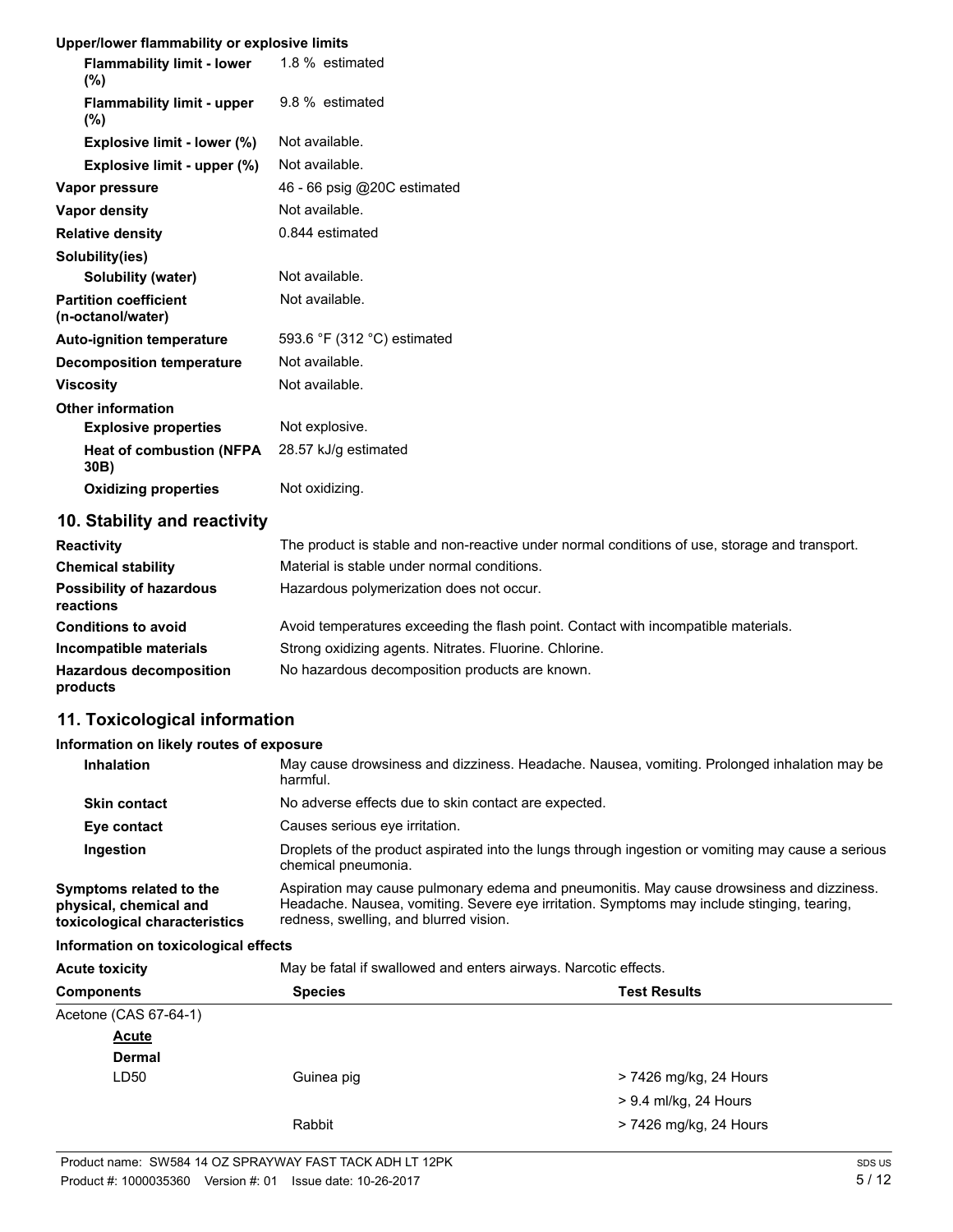**Upper/lower flammability or explosive limits**

| | |
|---|---|
| **Flammability limit - lower (%)** | 1.8 % estimated |
| **Flammability limit - upper (%)** | 9.8 % estimated |
| **Explosive limit - lower (%)** | Not available. |
| **Explosive limit - upper (%)** | Not available. |
| **Vapor pressure** | 46 - 66 psig @20C estimated |
| **Vapor density** | Not available. |
| **Relative density** | 0.844 estimated |
| **Solubility(ies)** | |
| **Solubility (water)** | Not available. |
| **Partition coefficient (n-octanol/water)** | Not available. |
| **Auto-ignition temperature** | 593.6 °F (312 °C) estimated |
| **Decomposition temperature** | Not available. |
| **Viscosity** | Not available. |
| **Other information** | |
| **Explosive properties** | Not explosive. |
| **Heat of combustion (NFPA 30B)** | 28.57 kJ/g estimated |
| **Oxidizing properties** | Not oxidizing. |

## 10. Stability and reactivity

| | |
|---|---|
| **Reactivity** | The product is stable and non-reactive under normal conditions of use, storage and transport. |
| **Chemical stability** | Material is stable under normal conditions. |
| **Possibility of hazardous reactions** | Hazardous polymerization does not occur. |
| **Conditions to avoid** | Avoid temperatures exceeding the flash point. Contact with incompatible materials. |
| **Incompatible materials** | Strong oxidizing agents. Nitrates. Fluorine. Chlorine. |
| **Hazardous decomposition products** | No hazardous decomposition products are known. |

## 11. Toxicological information

**Information on likely routes of exposure**

| | |
|---|---|
| **Inhalation** | May cause drowsiness and dizziness. Headache. Nausea, vomiting. Prolonged inhalation may be harmful. |
| **Skin contact** | No adverse effects due to skin contact are expected. |
| **Eye contact** | Causes serious eye irritation. |
| **Ingestion** | Droplets of the product aspirated into the lungs through ingestion or vomiting may cause a serious chemical pneumonia. |
| **Symptoms related to the physical, chemical and toxicological characteristics** | Aspiration may cause pulmonary edema and pneumonitis. May cause drowsiness and dizziness. Headache. Nausea, vomiting. Severe eye irritation. Symptoms may include stinging, tearing, redness, swelling, and blurred vision. |

**Information on toxicological effects**

**Acute toxicity** May be fatal if swallowed and enters airways. Narcotic effects.

| Components | Species | Test Results |
|---|---|---|
| Acetone (CAS 67-64-1) | | |
| **Acute** | | |
| **Dermal** | | |
| LD50 | Guinea pig | > 7426 mg/kg, 24 Hours |
| | | > 9.4 ml/kg, 24 Hours |
| | Rabbit | > 7426 mg/kg, 24 Hours |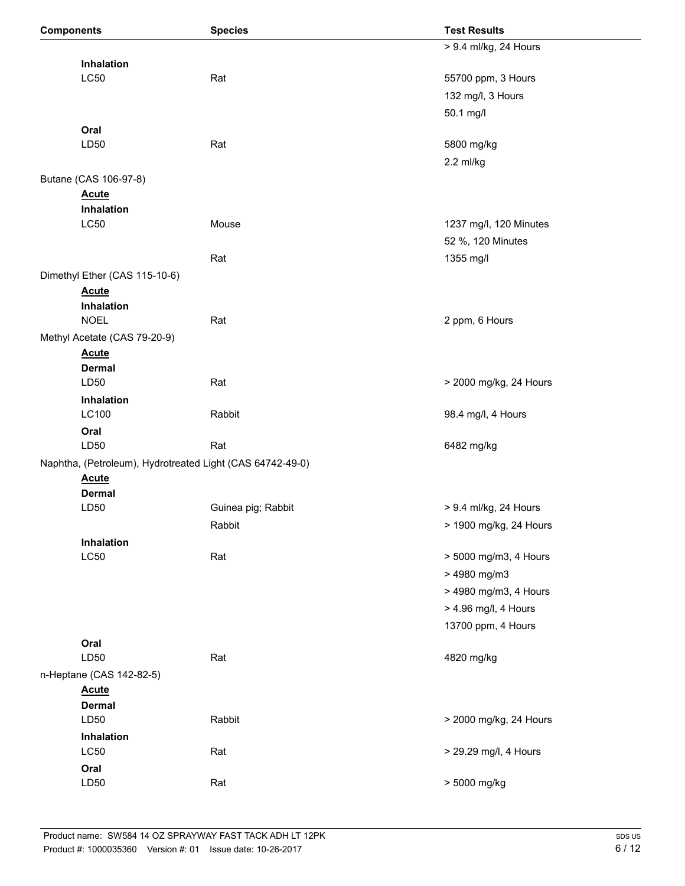| Components | Species | Test Results |
| --- | --- | --- |
| | | > 9.4 ml/kg, 24 Hours |
| **Inhalation** | | |
| LC50 | Rat | 55700 ppm, 3 Hours |
| | | 132 mg/l, 3 Hours |
| | | 50.1 mg/l |
| **Oral** | | |
| LD50 | Rat | 5800 mg/kg |
| | | 2.2 ml/kg |
| Butane (CAS 106-97-8) | | |
| **Acute** | | |
| **Inhalation** | | |
| LC50 | Mouse | 1237 mg/l, 120 Minutes |
| | | 52 %, 120 Minutes |
| | Rat | 1355 mg/l |
| Dimethyl Ether (CAS 115-10-6) | | |
| **Acute** | | |
| **Inhalation** | | |
| NOEL | Rat | 2 ppm, 6 Hours |
| Methyl Acetate (CAS 79-20-9) | | |
| **Acute** | | |
| **Dermal** | | |
| LD50 | Rat | > 2000 mg/kg, 24 Hours |
| **Inhalation** | | |
| LC100 | Rabbit | 98.4 mg/l, 4 Hours |
| **Oral** | | |
| LD50 | Rat | 6482 mg/kg |
| Naphtha, (Petroleum), Hydrotreated Light (CAS 64742-49-0) | | |
| **Acute** | | |
| **Dermal** | | |
| LD50 | Guinea pig; Rabbit | > 9.4 ml/kg, 24 Hours |
| | Rabbit | > 1900 mg/kg, 24 Hours |
| **Inhalation** | | |
| LC50 | Rat | > 5000 mg/m3, 4 Hours |
| | | > 4980 mg/m3 |
| | | > 4980 mg/m3, 4 Hours |
| | | > 4.96 mg/l, 4 Hours |
| | | 13700 ppm, 4 Hours |
| **Oral** | | |
| LD50 | Rat | 4820 mg/kg |
| n-Heptane (CAS 142-82-5) | | |
| **Acute** | | |
| **Dermal** | | |
| LD50 | Rabbit | > 2000 mg/kg, 24 Hours |
| **Inhalation** | | |
| LC50 | Rat | > 29.29 mg/l, 4 Hours |
| **Oral** | | |
| LD50 | Rat | > 5000 mg/kg |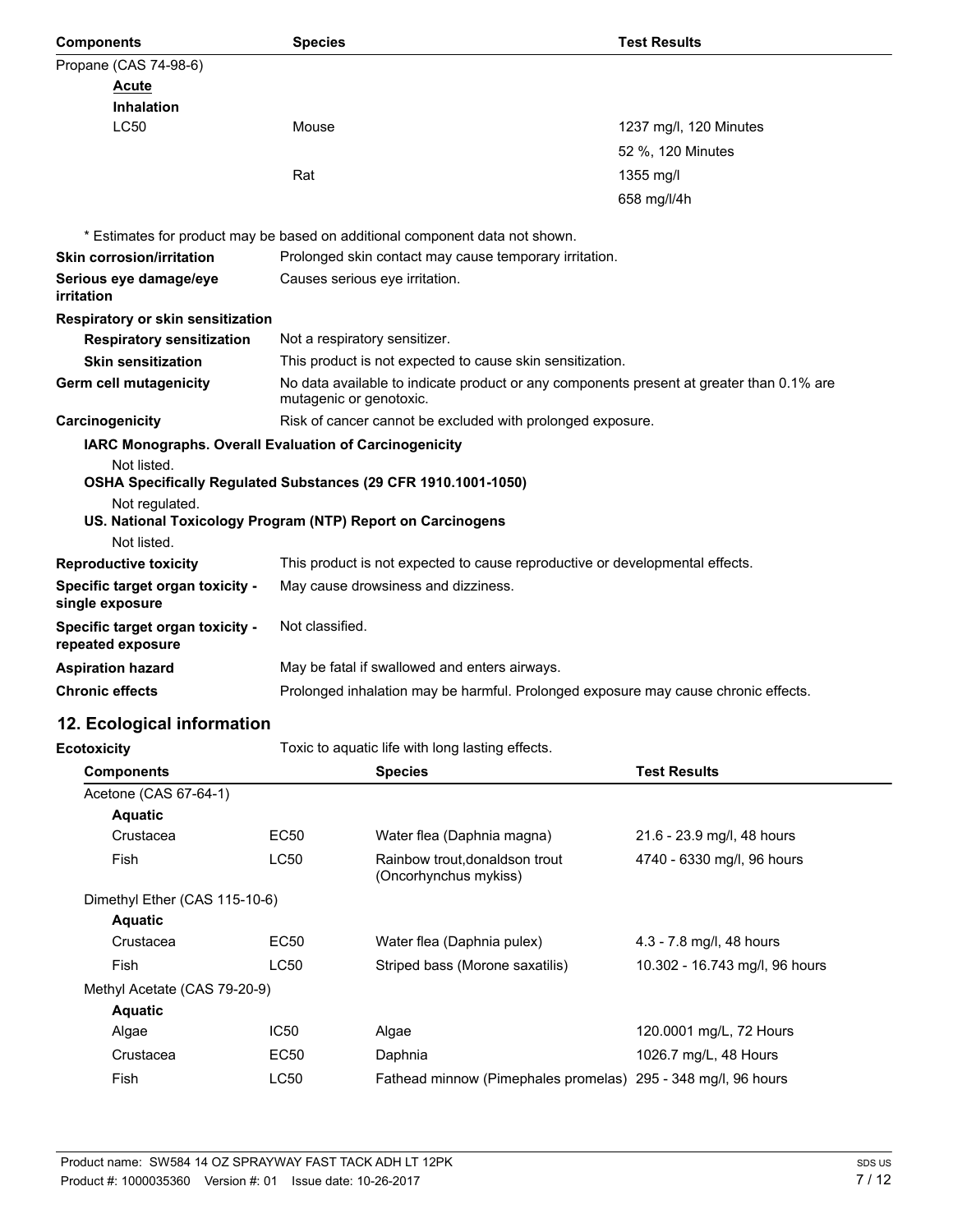| Components | Species | Test Results |
|---|---|---|
| Propane (CAS 74-98-6) | | |
| **Acute** | | |
| **Inhalation** | | |
| LC50 | Mouse | 1237 mg/l, 120 Minutes |
| | | 52 %, 120 Minutes |
| | Rat | 1355 mg/l |
| | | 658 mg/l/4h |

\* Estimates for product may be based on additional component data not shown.

**Skin corrosion/irritation** Prolonged skin contact may cause temporary irritation.

**Serious eye damage/eye irritation** Causes serious eye irritation.

**Respiratory or skin sensitization**

**Respiratory sensitization** Not a respiratory sensitizer.

**Skin sensitization** This product is not expected to cause skin sensitization.

**Germ cell mutagenicity** No data available to indicate product or any components present at greater than 0.1% are mutagenic or genotoxic.

**Carcinogenicity** Risk of cancer cannot be excluded with prolonged exposure.

**IARC Monographs. Overall Evaluation of Carcinogenicity**

Not listed.

**OSHA Specifically Regulated Substances (29 CFR 1910.1001-1050)**

Not regulated.

**US. National Toxicology Program (NTP) Report on Carcinogens**

Not listed.

**Reproductive toxicity** This product is not expected to cause reproductive or developmental effects.

**Specific target organ toxicity - single exposure** May cause drowsiness and dizziness.

**Specific target organ toxicity - repeated exposure** Not classified.

**Aspiration hazard** May be fatal if swallowed and enters airways.

**Chronic effects** Prolonged inhalation may be harmful. Prolonged exposure may cause chronic effects.

## 12. Ecological information

**Ecotoxicity** Toxic to aquatic life with long lasting effects.

| Components | | Species | Test Results |
|---|---|---|---|
| Acetone (CAS 67-64-1) | | | |
| **Aquatic** | | | |
| Crustacea | EC50 | Water flea (Daphnia magna) | 21.6 - 23.9 mg/l, 48 hours |
| Fish | LC50 | Rainbow trout,donaldson trout (Oncorhynchus mykiss) | 4740 - 6330 mg/l, 96 hours |
| Dimethyl Ether (CAS 115-10-6) | | | |
| **Aquatic** | | | |
| Crustacea | EC50 | Water flea (Daphnia pulex) | 4.3 - 7.8 mg/l, 48 hours |
| Fish | LC50 | Striped bass (Morone saxatilis) | 10.302 - 16.743 mg/l, 96 hours |
| Methyl Acetate (CAS 79-20-9) | | | |
| **Aquatic** | | | |
| Algae | IC50 | Algae | 120.0001 mg/L, 72 Hours |
| Crustacea | EC50 | Daphnia | 1026.7 mg/L, 48 Hours |
| Fish | LC50 | Fathead minnow (Pimephales promelas) | 295 - 348 mg/l, 96 hours |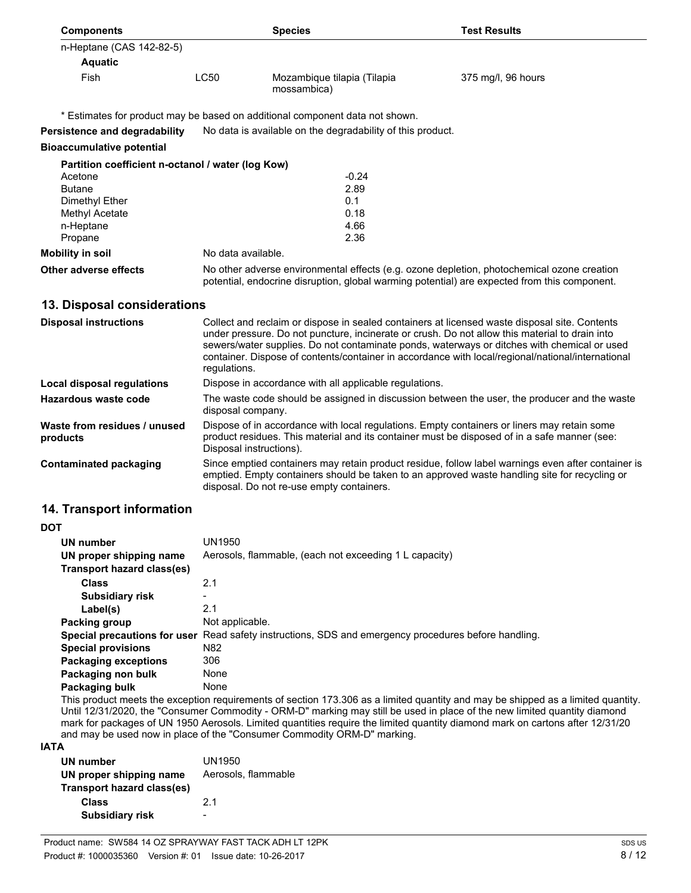| Components | | Species | Test Results |
|---|---|---|---|
| n-Heptane (CAS 142-82-5) | | | |
| **Aquatic** | | | |
| Fish | LC50 | Mozambique tilapia (Tilapia mossambica) | 375 mg/l, 96 hours |

\* Estimates for product may be based on additional component data not shown.

**Persistence and degradability** No data is available on the degradability of this product.

**Bioaccumulative potential**

**Partition coefficient n-octanol / water (log Kow)**

| Component | log Kow |
|---|---|
| Acetone | -0.24 |
| Butane | 2.89 |
| Dimethyl Ether | 0.1 |
| Methyl Acetate | 0.18 |
| n-Heptane | 4.66 |
| Propane | 2.36 |

**Mobility in soil** No data available.

**Other adverse effects** No other adverse environmental effects (e.g. ozone depletion, photochemical ozone creation potential, endocrine disruption, global warming potential) are expected from this component.

## 13. Disposal considerations

**Disposal instructions** Collect and reclaim or dispose in sealed containers at licensed waste disposal site. Contents under pressure. Do not puncture, incinerate or crush. Do not allow this material to drain into sewers/water supplies. Do not contaminate ponds, waterways or ditches with chemical or used container. Dispose of contents/container in accordance with local/regional/national/international regulations.

**Local disposal regulations** Dispose in accordance with all applicable regulations.

**Hazardous waste code** The waste code should be assigned in discussion between the user, the producer and the waste disposal company.

**Waste from residues / unused products** Dispose of in accordance with local regulations. Empty containers or liners may retain some product residues. This material and its container must be disposed of in a safe manner (see: Disposal instructions).

**Contaminated packaging** Since emptied containers may retain product residue, follow label warnings even after container is emptied. Empty containers should be taken to an approved waste handling site for recycling or disposal. Do not re-use empty containers.

## 14. Transport information

**DOT**

**UN number** UN1950
**UN proper shipping name** Aerosols, flammable, (each not exceeding 1 L capacity)
**Transport hazard class(es)**
**Class** 2.1
**Subsidiary risk** -
**Label(s)** 2.1
**Packing group** Not applicable.
**Special precautions for user** Read safety instructions, SDS and emergency procedures before handling.
**Special provisions** N82
**Packaging exceptions** 306
**Packaging non bulk** None
**Packaging bulk** None

This product meets the exception requirements of section 173.306 as a limited quantity and may be shipped as a limited quantity. Until 12/31/2020, the "Consumer Commodity - ORM-D" marking may still be used in place of the new limited quantity diamond mark for packages of UN 1950 Aerosols. Limited quantities require the limited quantity diamond mark on cartons after 12/31/20 and may be used now in place of the "Consumer Commodity ORM-D" marking.

**IATA**

**UN number** UN1950
**UN proper shipping name** Aerosols, flammable
**Transport hazard class(es)**
**Class** 2.1
**Subsidiary risk** -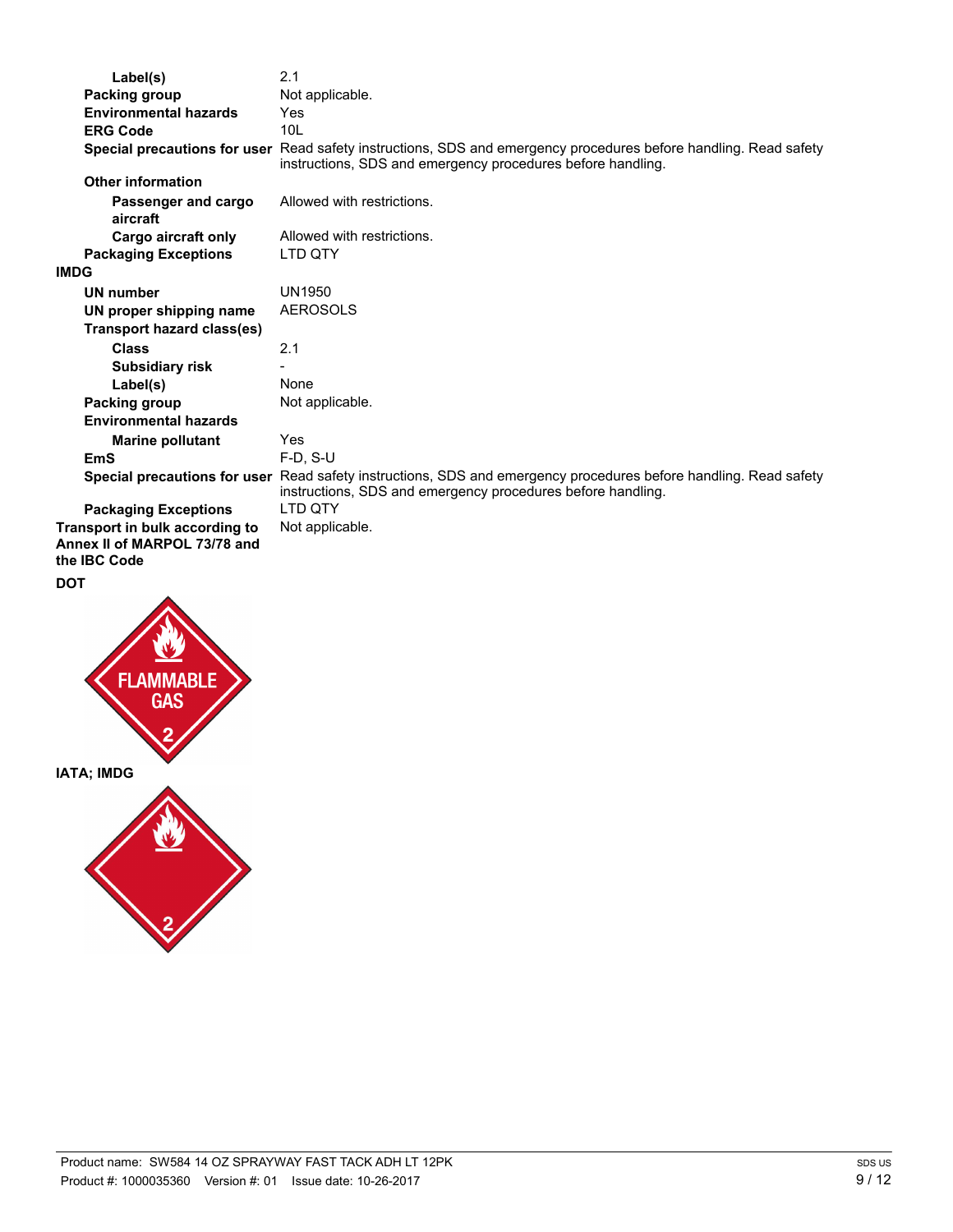| | |
|---|---|
| **Label(s)** | 2.1 |
| **Packing group** | Not applicable. |
| **Environmental hazards** | Yes |
| **ERG Code** | 10L |
| **Special precautions for user** | Read safety instructions, SDS and emergency procedures before handling. Read safety instructions, SDS and emergency procedures before handling. |
| **Other information** | |
| **Passenger and cargo aircraft** | Allowed with restrictions. |
| **Cargo aircraft only** | Allowed with restrictions. |
| **Packaging Exceptions** | LTD QTY |

**IMDG**

| | |
|---|---|
| **UN number** | UN1950 |
| **UN proper shipping name** | AEROSOLS |
| **Transport hazard class(es)** | |
| **Class** | 2.1 |
| **Subsidiary risk** | - |
| **Label(s)** | None |
| **Packing group** | Not applicable. |
| **Environmental hazards** | |
| **Marine pollutant** | Yes |
| **EmS** | F-D, S-U |
| **Special precautions for user** | Read safety instructions, SDS and emergency procedures before handling. Read safety instructions, SDS and emergency procedures before handling. |
| **Packaging Exceptions** | LTD QTY |

| | |
|---|---|
| **Transport in bulk according to Annex II of MARPOL 73/78 and the IBC Code** | Not applicable. |

**DOT**

**IATA; IMDG**

Product name: SW584 14 OZ SPRAYWAY FAST TACK ADH LT 12PK
Product #: 1000035360 Version #: 01 Issue date: 10-26-2017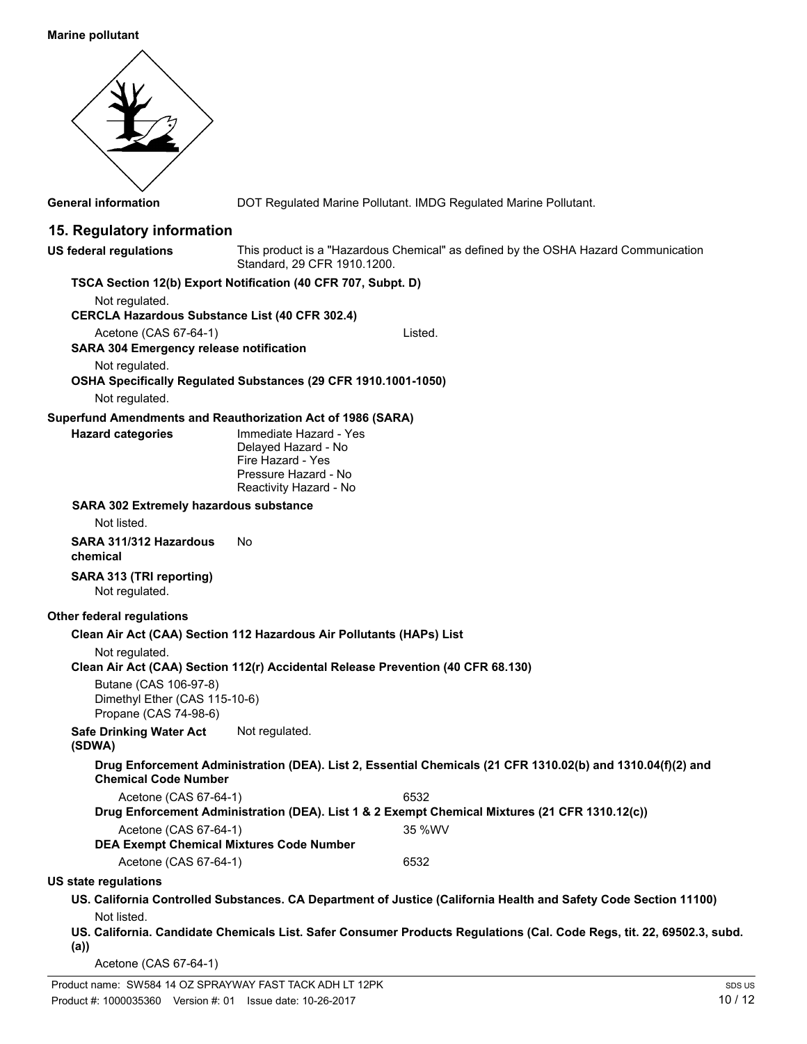**Marine pollutant**

**General information** DOT Regulated Marine Pollutant. IMDG Regulated Marine Pollutant.

## 15. Regulatory information

**US federal regulations** This product is a "Hazardous Chemical" as defined by the OSHA Hazard Communication Standard, 29 CFR 1910.1200.

**TSCA Section 12(b) Export Notification (40 CFR 707, Subpt. D)**

Not regulated.

**CERCLA Hazardous Substance List (40 CFR 302.4)**

Acetone (CAS 67-64-1) Listed.

**SARA 304 Emergency release notification**

Not regulated.

**OSHA Specifically Regulated Substances (29 CFR 1910.1001-1050)**

Not regulated.

**Superfund Amendments and Reauthorization Act of 1986 (SARA)**

**Hazard categories**
Immediate Hazard - Yes
Delayed Hazard - No
Fire Hazard - Yes
Pressure Hazard - No
Reactivity Hazard - No

**SARA 302 Extremely hazardous substance**

Not listed.

**SARA 311/312 Hazardous chemical** No

**SARA 313 (TRI reporting)**

Not regulated.

**Other federal regulations**

**Clean Air Act (CAA) Section 112 Hazardous Air Pollutants (HAPs) List**

Not regulated.

**Clean Air Act (CAA) Section 112(r) Accidental Release Prevention (40 CFR 68.130)**

Butane (CAS 106-97-8)
Dimethyl Ether (CAS 115-10-6)
Propane (CAS 74-98-6)

**Safe Drinking Water Act (SDWA)** Not regulated.

**Drug Enforcement Administration (DEA). List 2, Essential Chemicals (21 CFR 1310.02(b) and 1310.04(f)(2) and Chemical Code Number**

Acetone (CAS 67-64-1) 6532

**Drug Enforcement Administration (DEA). List 1 & 2 Exempt Chemical Mixtures (21 CFR 1310.12(c))**

Acetone (CAS 67-64-1) 35 %WV

**DEA Exempt Chemical Mixtures Code Number**

Acetone (CAS 67-64-1) 6532

**US state regulations**

**US. California Controlled Substances. CA Department of Justice (California Health and Safety Code Section 11100)**

Not listed.

**US. California. Candidate Chemicals List. Safer Consumer Products Regulations (Cal. Code Regs, tit. 22, 69502.3, subd. (a))**

Acetone (CAS 67-64-1)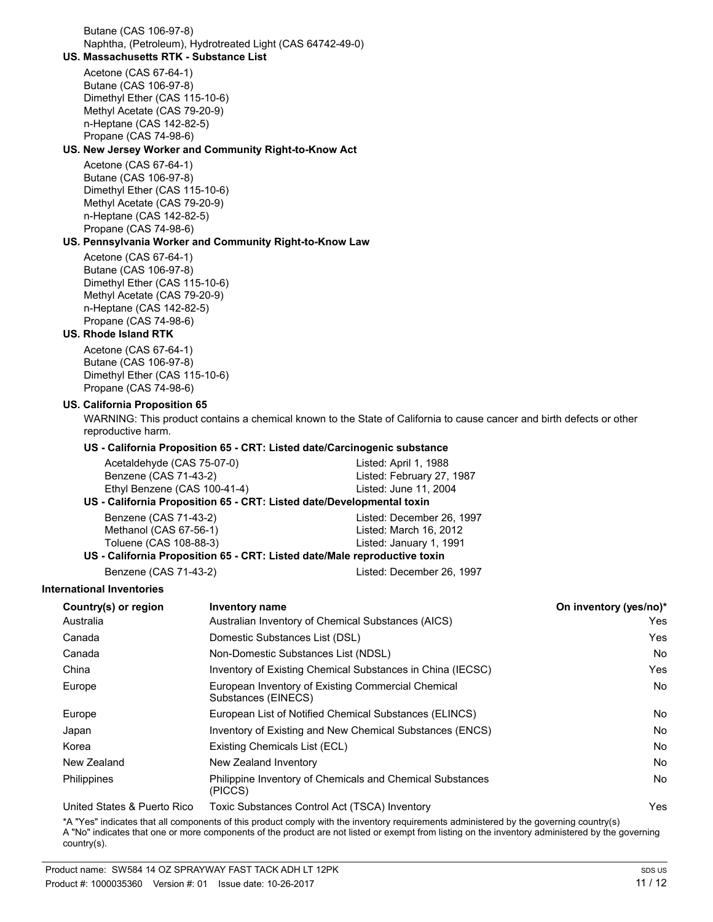Butane (CAS 106-97-8)
Naphtha, (Petroleum), Hydrotreated Light (CAS 64742-49-0)

**US. Massachusetts RTK - Substance List**

Acetone (CAS 67-64-1)
Butane (CAS 106-97-8)
Dimethyl Ether (CAS 115-10-6)
Methyl Acetate (CAS 79-20-9)
n-Heptane (CAS 142-82-5)
Propane (CAS 74-98-6)

**US. New Jersey Worker and Community Right-to-Know Act**

Acetone (CAS 67-64-1)
Butane (CAS 106-97-8)
Dimethyl Ether (CAS 115-10-6)
Methyl Acetate (CAS 79-20-9)
n-Heptane (CAS 142-82-5)
Propane (CAS 74-98-6)

**US. Pennsylvania Worker and Community Right-to-Know Law**

Acetone (CAS 67-64-1)
Butane (CAS 106-97-8)
Dimethyl Ether (CAS 115-10-6)
Methyl Acetate (CAS 79-20-9)
n-Heptane (CAS 142-82-5)
Propane (CAS 74-98-6)

**US. Rhode Island RTK**

Acetone (CAS 67-64-1)
Butane (CAS 106-97-8)
Dimethyl Ether (CAS 115-10-6)
Propane (CAS 74-98-6)

**US. California Proposition 65**

WARNING: This product contains a chemical known to the State of California to cause cancer and birth defects or other reproductive harm.

**US - California Proposition 65 - CRT: Listed date/Carcinogenic substance**

| | |
|---|---|
| Acetaldehyde (CAS 75-07-0) | Listed: April 1, 1988 |
| Benzene (CAS 71-43-2) | Listed: February 27, 1987 |
| Ethyl Benzene (CAS 100-41-4) | Listed: June 11, 2004 |

**US - California Proposition 65 - CRT: Listed date/Developmental toxin**

| | |
|---|---|
| Benzene (CAS 71-43-2) | Listed: December 26, 1997 |
| Methanol (CAS 67-56-1) | Listed: March 16, 2012 |
| Toluene (CAS 108-88-3) | Listed: January 1, 1991 |

**US - California Proposition 65 - CRT: Listed date/Male reproductive toxin**

| | |
|---|---|
| Benzene (CAS 71-43-2) | Listed: December 26, 1997 |

**International Inventories**

| Country(s) or region | Inventory name | On inventory (yes/no)* |
|---|---|---|
| Australia | Australian Inventory of Chemical Substances (AICS) | Yes |
| Canada | Domestic Substances List (DSL) | Yes |
| Canada | Non-Domestic Substances List (NDSL) | No |
| China | Inventory of Existing Chemical Substances in China (IECSC) | Yes |
| Europe | European Inventory of Existing Commercial Chemical Substances (EINECS) | No |
| Europe | European List of Notified Chemical Substances (ELINCS) | No |
| Japan | Inventory of Existing and New Chemical Substances (ENCS) | No |
| Korea | Existing Chemicals List (ECL) | No |
| New Zealand | New Zealand Inventory | No |
| Philippines | Philippine Inventory of Chemicals and Chemical Substances (PICCS) | No |
| United States & Puerto Rico | Toxic Substances Control Act (TSCA) Inventory | Yes |

*A "Yes" indicates that all components of this product comply with the inventory requirements administered by the governing country(s)
A "No" indicates that one or more components of the product are not listed or exempt from listing on the inventory administered by the governing country(s).

Product name: SW584 14 OZ SPRAYWAY FAST TACK ADH LT 12PK
Product #: 1000035360 Version #: 01 Issue date: 10-26-2017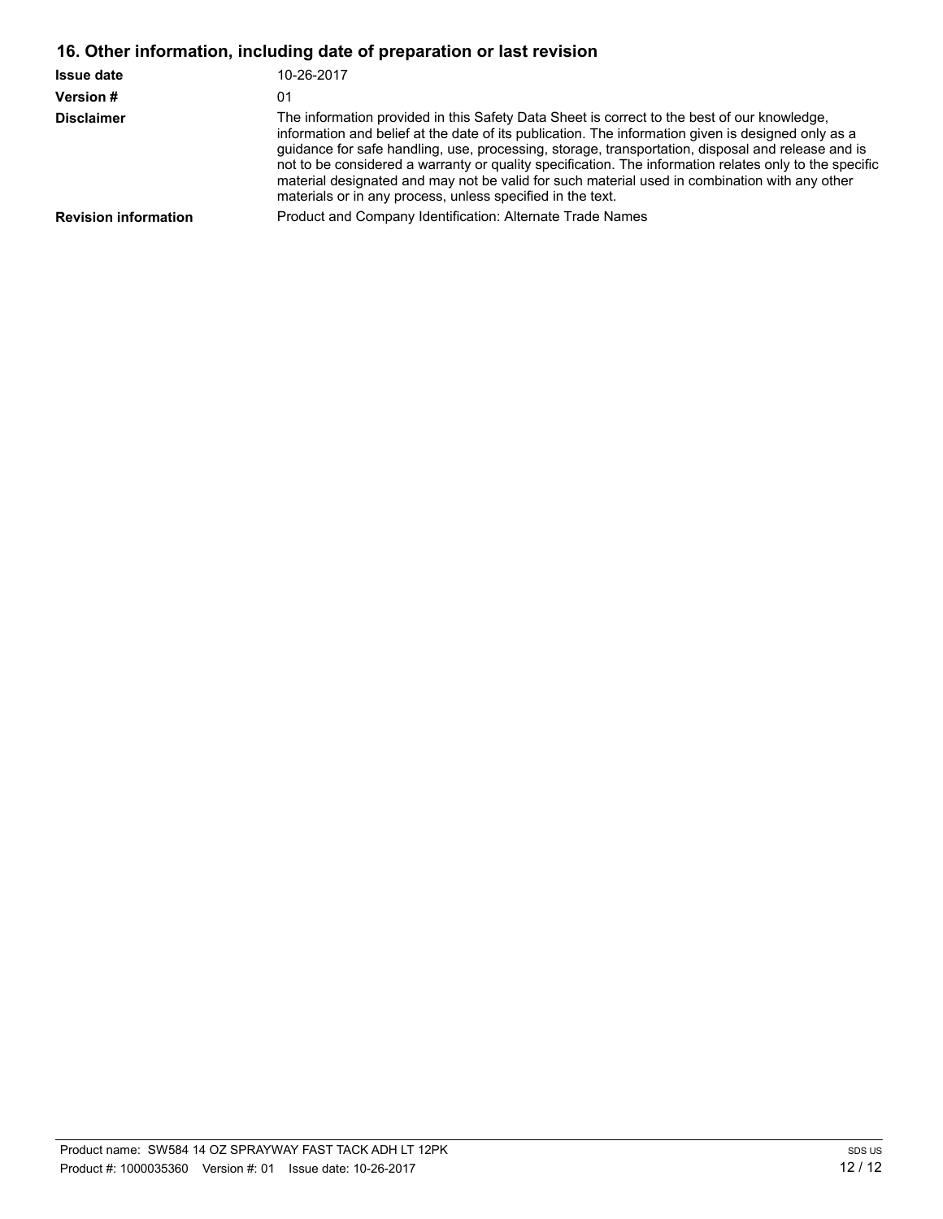## 16. Other information, including date of preparation or last revision

| | |
|---|---|
| **Issue date** | 10-26-2017 |
| **Version #** | 01 |
| **Disclaimer** | The information provided in this Safety Data Sheet is correct to the best of our knowledge, information and belief at the date of its publication. The information given is designed only as a guidance for safe handling, use, processing, storage, transportation, disposal and release and is not to be considered a warranty or quality specification. The information relates only to the specific material designated and may not be valid for such material used in combination with any other materials or in any process, unless specified in the text. |
| **Revision information** | Product and Company Identification: Alternate Trade Names |